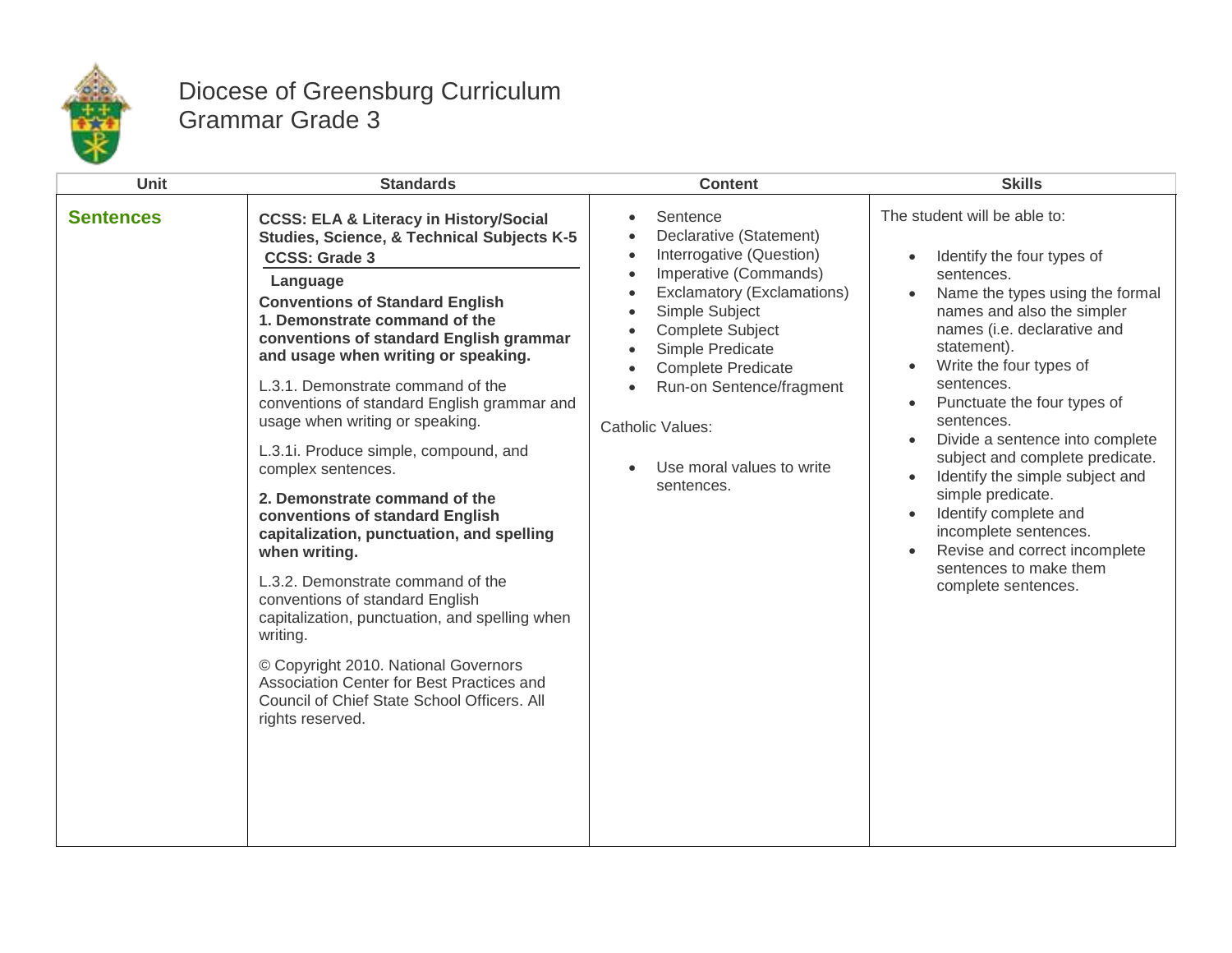# Diocese of Greensburg Curriculum
## Grammar Grade 3

| Unit | Standards | Content | Skills |
| --- | --- | --- | --- |
| **Sentences** | **CCSS: ELA & Literacy in History/Social Studies, Science, & Technical Subjects K-5**<br>**CCSS: Grade 3**<br>**Language**<br>**Conventions of Standard English**<br>**1. Demonstrate command of the conventions of standard English grammar and usage when writing or speaking.**<br><br>L.3.1. Demonstrate command of the conventions of standard English grammar and usage when writing or speaking.<br><br>L.3.1i. Produce simple, compound, and complex sentences.<br><br>**2. Demonstrate command of the conventions of standard English capitalization, punctuation, and spelling when writing.**<br><br>L.3.2. Demonstrate command of the conventions of standard English capitalization, punctuation, and spelling when writing.<br><br>© Copyright 2010. National Governors Association Center for Best Practices and Council of Chief State School Officers. All rights reserved. | • Sentence<br>• Declarative (Statement)<br>• Interrogative (Question)<br>• Imperative (Commands)<br>• Exclamatory (Exclamations)<br>• Simple Subject<br>• Complete Subject<br>• Simple Predicate<br>• Complete Predicate<br>• Run-on Sentence/fragment<br><br>Catholic Values:<br><br>• Use moral values to write sentences. | The student will be able to:<br><br>• Identify the four types of sentences.<br>• Name the types using the formal names and also the simpler names (i.e. declarative and statement).<br>• Write the four types of sentences.<br>• Punctuate the four types of sentences.<br>• Divide a sentence into complete subject and complete predicate.<br>• Identify the simple subject and simple predicate.<br>• Identify complete and incomplete sentences.<br>• Revise and correct incomplete sentences to make them complete sentences. |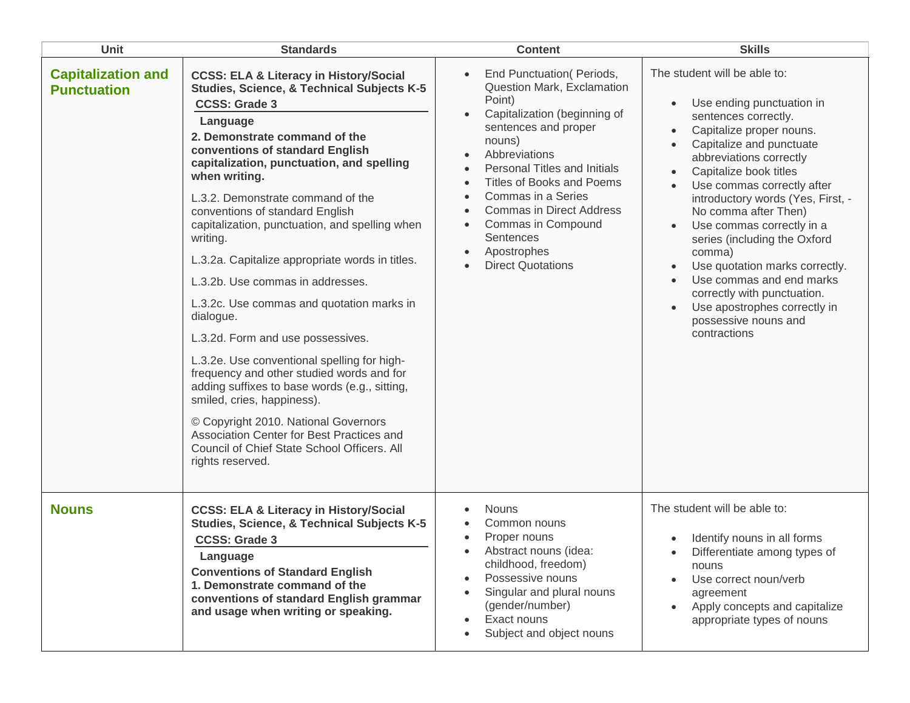| Unit | Standards | Content | Skills |
| --- | --- | --- | --- |
| **Capitalization and Punctuation** | **CCSS: ELA & Literacy in History/Social Studies, Science, & Technical Subjects K-5**<br>**CCSS: Grade 3**<br>**Language**<br>**2. Demonstrate command of the conventions of standard English capitalization, punctuation, and spelling when writing.**<br>L.3.2. Demonstrate command of the conventions of standard English capitalization, punctuation, and spelling when writing.<br>L.3.2a. Capitalize appropriate words in titles.<br>L.3.2b. Use commas in addresses.<br>L.3.2c. Use commas and quotation marks in dialogue.<br>L.3.2d. Form and use possessives.<br>L.3.2e. Use conventional spelling for high-frequency and other studied words and for adding suffixes to base words (e.g., sitting, smiled, cries, happiness).<br>© Copyright 2010. National Governors Association Center for Best Practices and Council of Chief State School Officers. All rights reserved. | • End Punctuation( Periods, Question Mark, Exclamation Point)<br>• Capitalization (beginning of sentences and proper nouns)<br>• Abbreviations<br>• Personal Titles and Initials<br>• Titles of Books and Poems<br>• Commas in a Series<br>• Commas in Direct Address<br>• Commas in Compound Sentences<br>• Apostrophes<br>• Direct Quotations | The student will be able to:<br>• Use ending punctuation in sentences correctly.<br>• Capitalize proper nouns.<br>• Capitalize and punctuate abbreviations correctly<br>• Capitalize book titles<br>• Use commas correctly after introductory words (Yes, First, - No comma after Then)<br>• Use commas correctly in a series (including the Oxford comma)<br>• Use quotation marks correctly.<br>• Use commas and end marks correctly with punctuation.<br>• Use apostrophes correctly in possessive nouns and contractions |
| **Nouns** | **CCSS: ELA & Literacy in History/Social Studies, Science, & Technical Subjects K-5**<br>**CCSS: Grade 3**<br>**Language**<br>**Conventions of Standard English**<br>**1. Demonstrate command of the conventions of standard English grammar and usage when writing or speaking.** | • Nouns<br>• Common nouns<br>• Proper nouns<br>• Abstract nouns (idea: childhood, freedom)<br>• Possessive nouns<br>• Singular and plural nouns (gender/number)<br>• Exact nouns<br>• Subject and object nouns | The student will be able to:<br>• Identify nouns in all forms<br>• Differentiate among types of nouns<br>• Use correct noun/verb agreement<br>• Apply concepts and capitalize appropriate types of nouns |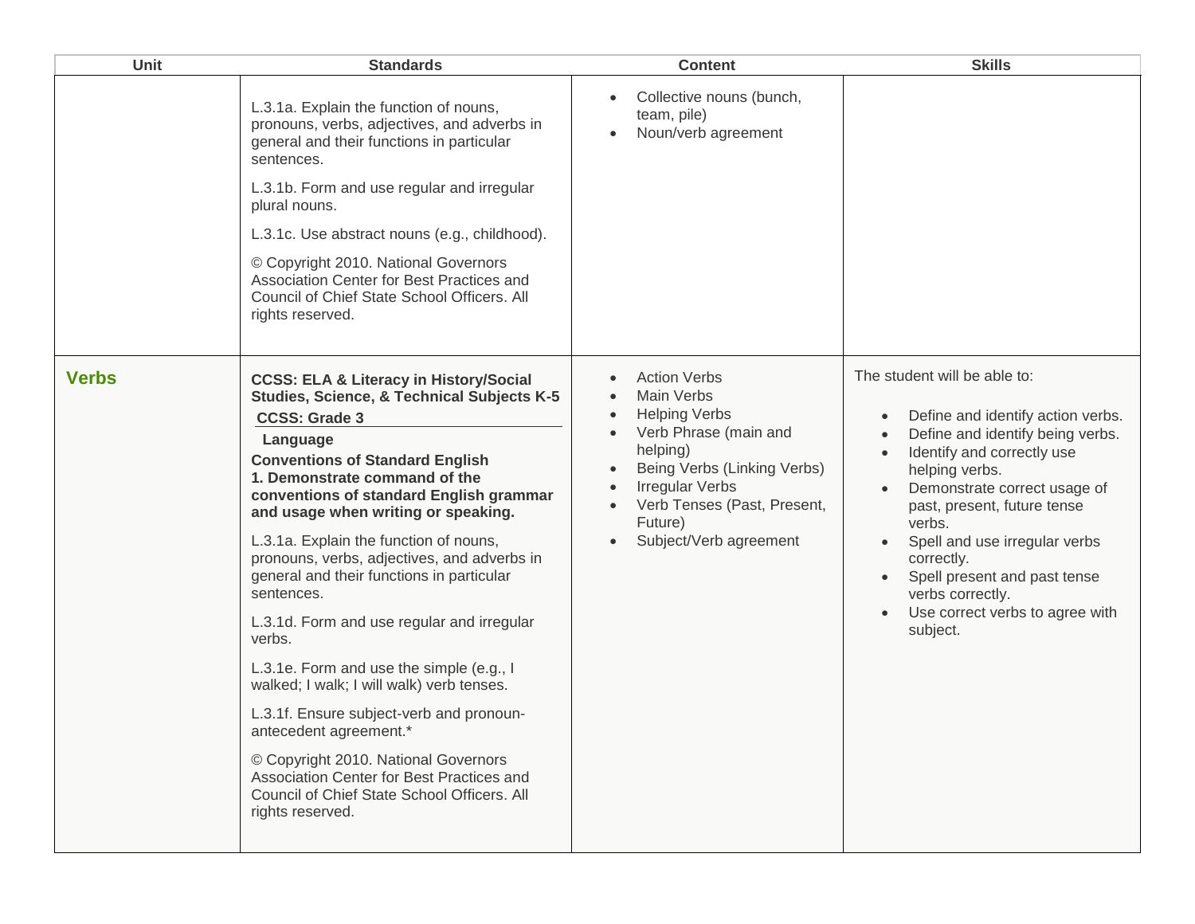| Unit | Standards | Content | Skills |
|---|---|---|---|
| | L.3.1a. Explain the function of nouns, pronouns, verbs, adjectives, and adverbs in general and their functions in particular sentences.<br><br>L.3.1b. Form and use regular and irregular plural nouns.<br><br>L.3.1c. Use abstract nouns (e.g., childhood).<br><br>© Copyright 2010. National Governors Association Center for Best Practices and Council of Chief State School Officers. All rights reserved. | • Collective nouns (bunch, team, pile)<br>• Noun/verb agreement | |
| **Verbs** | **CCSS: ELA & Literacy in History/Social Studies, Science, & Technical Subjects K-5**<br>**CCSS: Grade 3**<br>**Language**<br>**Conventions of Standard English**<br>**1. Demonstrate command of the conventions of standard English grammar and usage when writing or speaking.**<br><br>L.3.1a. Explain the function of nouns, pronouns, verbs, adjectives, and adverbs in general and their functions in particular sentences.<br><br>L.3.1d. Form and use regular and irregular verbs.<br><br>L.3.1e. Form and use the simple (e.g., I walked; I walk; I will walk) verb tenses.<br><br>L.3.1f. Ensure subject-verb and pronoun-antecedent agreement.*<br><br>© Copyright 2010. National Governors Association Center for Best Practices and Council of Chief State School Officers. All rights reserved. | • Action Verbs<br>• Main Verbs<br>• Helping Verbs<br>• Verb Phrase (main and helping)<br>• Being Verbs (Linking Verbs)<br>• Irregular Verbs<br>• Verb Tenses (Past, Present, Future)<br>• Subject/Verb agreement | The student will be able to:<br><br>• Define and identify action verbs.<br>• Define and identify being verbs.<br>• Identify and correctly use helping verbs.<br>• Demonstrate correct usage of past, present, future tense verbs.<br>• Spell and use irregular verbs correctly.<br>• Spell present and past tense verbs correctly.<br>• Use correct verbs to agree with subject. |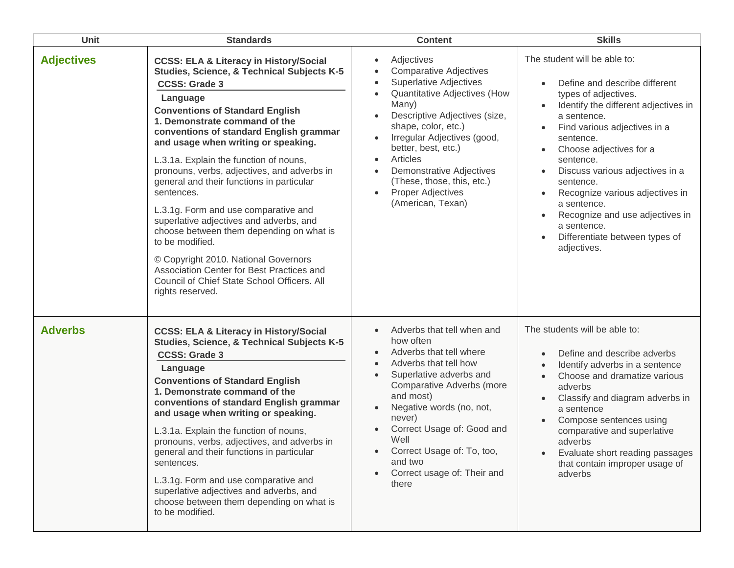| Unit | Standards | Content | Skills |
|---|---|---|---|
| **Adjectives** | **CCSS: ELA & Literacy in History/Social Studies, Science, & Technical Subjects K-5**<br>**CCSS: Grade 3**<br>**Language**<br>**Conventions of Standard English**<br>**1. Demonstrate command of the conventions of standard English grammar and usage when writing or speaking.**<br><br>L.3.1a. Explain the function of nouns, pronouns, verbs, adjectives, and adverbs in general and their functions in particular sentences.<br><br>L.3.1g. Form and use comparative and superlative adjectives and adverbs, and choose between them depending on what is to be modified.<br><br>© Copyright 2010. National Governors Association Center for Best Practices and Council of Chief State School Officers. All rights reserved. | • Adjectives<br>• Comparative Adjectives<br>• Superlative Adjectives<br>• Quantitative Adjectives (How Many)<br>• Descriptive Adjectives (size, shape, color, etc.)<br>• Irregular Adjectives (good, better, best, etc.)<br>• Articles<br>• Demonstrative Adjectives (These, those, this, etc.)<br>• Proper Adjectives (American, Texan) | The student will be able to:<br><br>• Define and describe different types of adjectives.<br>• Identify the different adjectives in a sentence.<br>• Find various adjectives in a sentence.<br>• Choose adjectives for a sentence.<br>• Discuss various adjectives in a sentence.<br>• Recognize various adjectives in a sentence.<br>• Recognize and use adjectives in a sentence.<br>• Differentiate between types of adjectives. |
| **Adverbs** | **CCSS: ELA & Literacy in History/Social Studies, Science, & Technical Subjects K-5**<br>**CCSS: Grade 3**<br>**Language**<br>**Conventions of Standard English**<br>**1. Demonstrate command of the conventions of standard English grammar and usage when writing or speaking.**<br><br>L.3.1a. Explain the function of nouns, pronouns, verbs, adjectives, and adverbs in general and their functions in particular sentences.<br><br>L.3.1g. Form and use comparative and superlative adjectives and adverbs, and choose between them depending on what is to be modified. | • Adverbs that tell when and how often<br>• Adverbs that tell where<br>• Adverbs that tell how<br>• Superlative adverbs and Comparative Adverbs (more and most)<br>• Negative words (no, not, never)<br>• Correct Usage of: Good and Well<br>• Correct Usage of: To, too, and two<br>• Correct usage of: Their and there | The students will be able to:<br><br>• Define and describe adverbs<br>• Identify adverbs in a sentence<br>• Choose and dramatize various adverbs<br>• Classify and diagram adverbs in a sentence<br>• Compose sentences using comparative and superlative adverbs<br>• Evaluate short reading passages that contain improper usage of adverbs |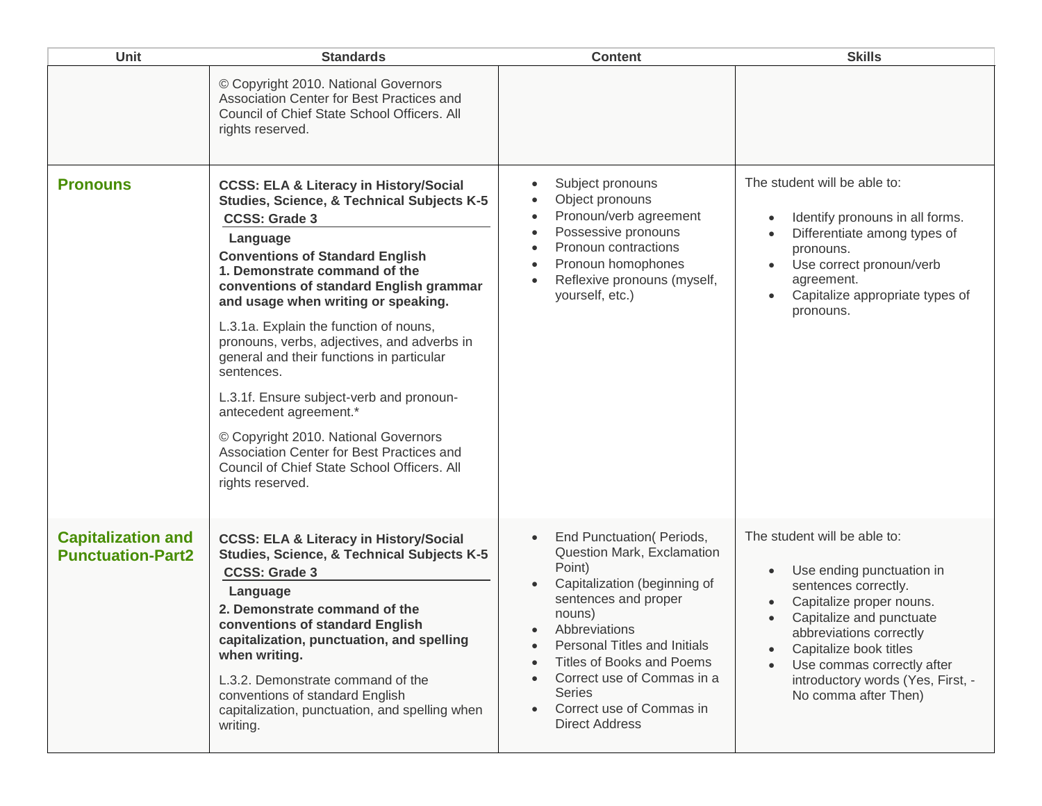| Unit | Standards | Content | Skills |
| --- | --- | --- | --- |
| | © Copyright 2010. National Governors Association Center for Best Practices and Council of Chief State School Officers. All rights reserved. | | |
| **Pronouns** | **CCSS: ELA & Literacy in History/Social Studies, Science, & Technical Subjects K-5**<br>**CCSS: Grade 3**<br>**Language**<br>**Conventions of Standard English**<br>**1. Demonstrate command of the conventions of standard English grammar and usage when writing or speaking.**<br><br>L.3.1a. Explain the function of nouns, pronouns, verbs, adjectives, and adverbs in general and their functions in particular sentences.<br><br>L.3.1f. Ensure subject-verb and pronoun-antecedent agreement.*<br><br>© Copyright 2010. National Governors Association Center for Best Practices and Council of Chief State School Officers. All rights reserved. | • Subject pronouns<br>• Object pronouns<br>• Pronoun/verb agreement<br>• Possessive pronouns<br>• Pronoun contractions<br>• Pronoun homophones<br>• Reflexive pronouns (myself, yourself, etc.) | The student will be able to:<br><br>• Identify pronouns in all forms.<br>• Differentiate among types of pronouns.<br>• Use correct pronoun/verb agreement.<br>• Capitalize appropriate types of pronouns. |
| **Capitalization and Punctuation-Part2** | **CCSS: ELA & Literacy in History/Social Studies, Science, & Technical Subjects K-5**<br>**CCSS: Grade 3**<br>**Language**<br>**2. Demonstrate command of the conventions of standard English capitalization, punctuation, and spelling when writing.**<br><br>L.3.2. Demonstrate command of the conventions of standard English capitalization, punctuation, and spelling when writing. | • End Punctuation( Periods, Question Mark, Exclamation Point)<br>• Capitalization (beginning of sentences and proper nouns)<br>• Abbreviations<br>• Personal Titles and Initials<br>• Titles of Books and Poems<br>• Correct use of Commas in a Series<br>• Correct use of Commas in Direct Address | The student will be able to:<br><br>• Use ending punctuation in sentences correctly.<br>• Capitalize proper nouns.<br>• Capitalize and punctuate abbreviations correctly<br>• Capitalize book titles<br>• Use commas correctly after introductory words (Yes, First, - No comma after Then) |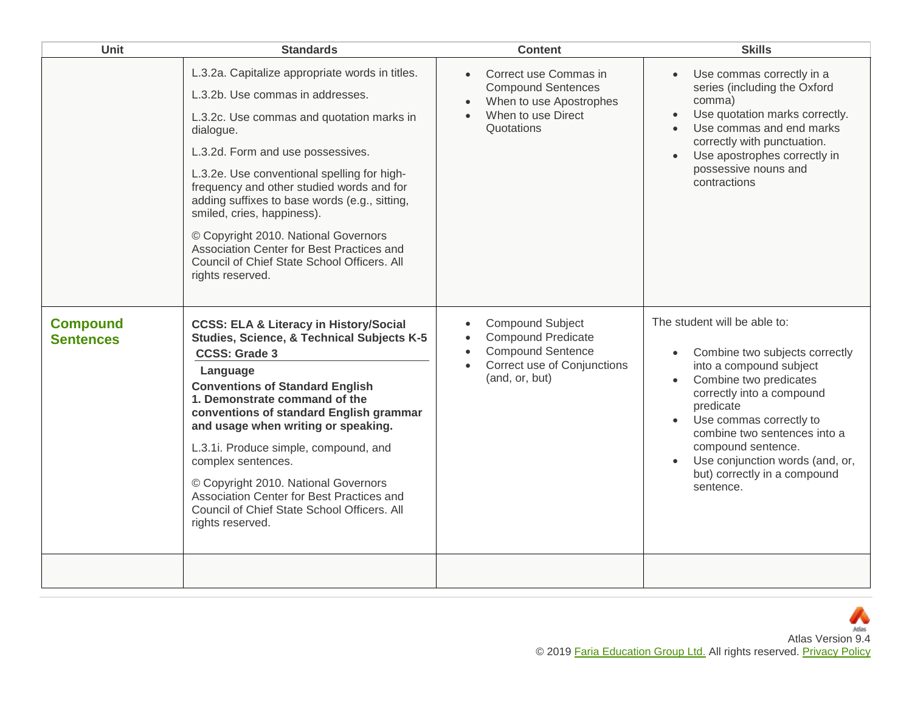| Unit | Standards | Content | Skills |
|---|---|---|---|
| | L.3.2a. Capitalize appropriate words in titles.<br><br>L.3.2b. Use commas in addresses.<br><br>L.3.2c. Use commas and quotation marks in dialogue.<br><br>L.3.2d. Form and use possessives.<br><br>L.3.2e. Use conventional spelling for high-frequency and other studied words and for adding suffixes to base words (e.g., sitting, smiled, cries, happiness).<br><br>© Copyright 2010. National Governors Association Center for Best Practices and Council of Chief State School Officers. All rights reserved. | • Correct use Commas in Compound Sentences<br>• When to use Apostrophes<br>• When to use Direct Quotations | • Use commas correctly in a series (including the Oxford comma)<br>• Use quotation marks correctly.<br>• Use commas and end marks correctly with punctuation.<br>• Use apostrophes correctly in possessive nouns and contractions |
| **Compound Sentences** | **CCSS: ELA & Literacy in History/Social Studies, Science, & Technical Subjects K-5**<br>**CCSS: Grade 3**<br>**Language**<br>**Conventions of Standard English**<br>**1. Demonstrate command of the conventions of standard English grammar and usage when writing or speaking.**<br><br>L.3.1i. Produce simple, compound, and complex sentences.<br><br>© Copyright 2010. National Governors Association Center for Best Practices and Council of Chief State School Officers. All rights reserved. | • Compound Subject<br>• Compound Predicate<br>• Compound Sentence<br>• Correct use of Conjunctions (and, or, but) | The student will be able to:<br><br>• Combine two subjects correctly into a compound subject<br>• Combine two predicates correctly into a compound predicate<br>• Use commas correctly to combine two sentences into a compound sentence.<br>• Use conjunction words (and, or, but) correctly in a compound sentence. |
| | | | |

Atlas Version 9.4
© 2019 Faria Education Group Ltd. All rights reserved. Privacy Policy